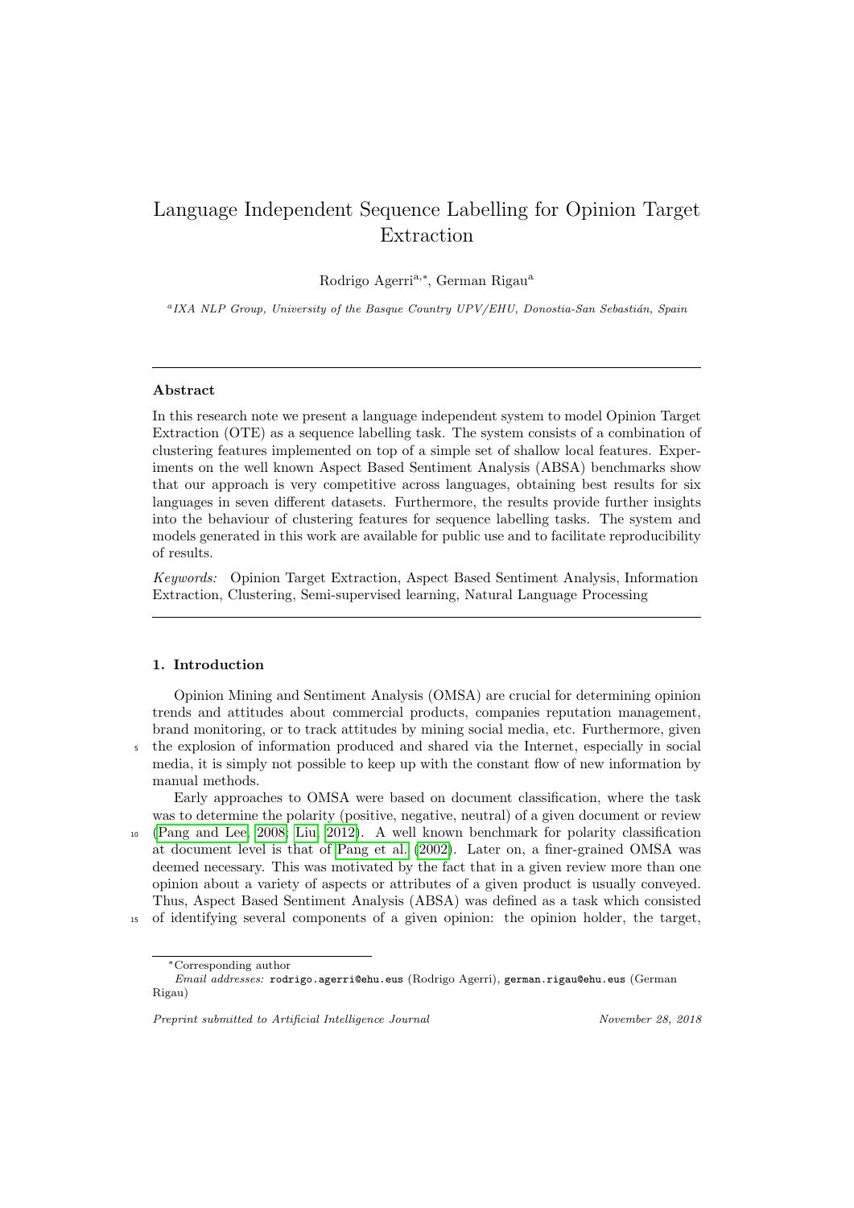# Language Independent Sequence Labelling for Opinion Target Extraction

Rodrigo Agerri[a,*], German Rigau[a]

[a] *IXA NLP Group, University of the Basque Country UPV/EHU, Donostia-San Sebastián, Spain*

---

### Abstract

In this research note we present a language independent system to model Opinion Target Extraction (OTE) as a sequence labelling task. The system consists of a combination of clustering features implemented on top of a simple set of shallow local features. Experiments on the well known Aspect Based Sentiment Analysis (ABSA) benchmarks show that our approach is very competitive across languages, obtaining best results for six languages in seven different datasets. Furthermore, the results provide further insights into the behaviour of clustering features for sequence labelling tasks. The system and models generated in this work are available for public use and to facilitate reproducibility of results.

*Keywords:* Opinion Target Extraction, Aspect Based Sentiment Analysis, Information Extraction, Clustering, Semi-supervised learning, Natural Language Processing

---

## 1. Introduction

Opinion Mining and Sentiment Analysis (OMSA) are crucial for determining opinion trends and attitudes about commercial products, companies reputation management, brand monitoring, or to track attitudes by mining social media, etc. Furthermore, given the explosion of information produced and shared via the Internet, especially in social media, it is simply not possible to keep up with the constant flow of new information by manual methods.

Early approaches to OMSA were based on document classification, where the task was to determine the polarity (positive, negative, neutral) of a given document or review (Pang and Lee, 2008; Liu, 2012). A well known benchmark for polarity classification at document level is that of Pang et al. (2002). Later on, a finer-grained OMSA was deemed necessary. This was motivated by the fact that in a given review more than one opinion about a variety of aspects or attributes of a given product is usually conveyed. Thus, Aspect Based Sentiment Analysis (ABSA) was defined as a task which consisted of identifying several components of a given opinion: the opinion holder, the target,

*Corresponding author

*Email addresses:* rodrigo.agerri@ehu.eus (Rodrigo Agerri), german.rigau@ehu.eus (German Rigau)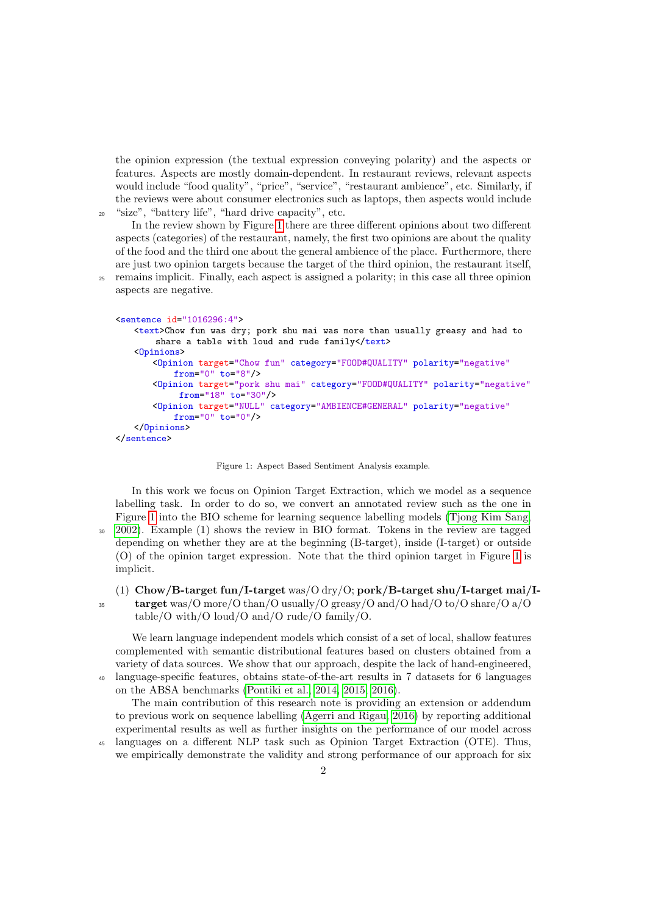the opinion expression (the textual expression conveying polarity) and the aspects or features. Aspects are mostly domain-dependent. In restaurant reviews, relevant aspects would include "food quality", "price", "service", "restaurant ambience", etc. Similarly, if the reviews were about consumer electronics such as laptops, then aspects would include "size", "battery life", "hard drive capacity", etc.

In the review shown by Figure 1 there are three different opinions about two different aspects (categories) of the restaurant, namely, the first two opinions are about the quality of the food and the third one about the general ambience of the place. Furthermore, there are just two opinion targets because the target of the third opinion, the restaurant itself, remains implicit. Finally, each aspect is assigned a polarity; in this case all three opinion aspects are negative.

```
<sentence id="1016296:4">
    <text>Chow fun was dry; pork shu mai was more than usually greasy and had to
        share a table with loud and rude family</text>
    <Opinions>
        <Opinion target="Chow fun" category="FOOD#QUALITY" polarity="negative"
            from="0" to="8"/>
        <Opinion target="pork shu mai" category="FOOD#QUALITY" polarity="negative"
             from="18" to="30"/>
        <Opinion target="NULL" category="AMBIENCE#GENERAL" polarity="negative"
            from="0" to="0"/>
    </Opinions>
</sentence>
```

Figure 1: Aspect Based Sentiment Analysis example.

In this work we focus on Opinion Target Extraction, which we model as a sequence labelling task. In order to do so, we convert an annotated review such as the one in Figure 1 into the BIO scheme for learning sequence labelling models (Tjong Kim Sang, 2002). Example (1) shows the review in BIO format. Tokens in the review are tagged depending on whether they are at the beginning (B-target), inside (I-target) or outside (O) of the opinion target expression. Note that the third opinion target in Figure 1 is implicit.

(1) **Chow/B-target fun/I-target** was/O dry/O; **pork/B-target shu/I-target mai/I-target** was/O more/O than/O usually/O greasy/O and/O had/O to/O share/O a/O table/O with/O loud/O and/O rude/O family/O.

We learn language independent models which consist of a set of local, shallow features complemented with semantic distributional features based on clusters obtained from a variety of data sources. We show that our approach, despite the lack of hand-engineered, language-specific features, obtains state-of-the-art results in 7 datasets for 6 languages on the ABSA benchmarks (Pontiki et al., 2014, 2015, 2016).

The main contribution of this research note is providing an extension or addendum to previous work on sequence labelling (Agerri and Rigau, 2016) by reporting additional experimental results as well as further insights on the performance of our model across languages on a different NLP task such as Opinion Target Extraction (OTE). Thus, we empirically demonstrate the validity and strong performance of our approach for six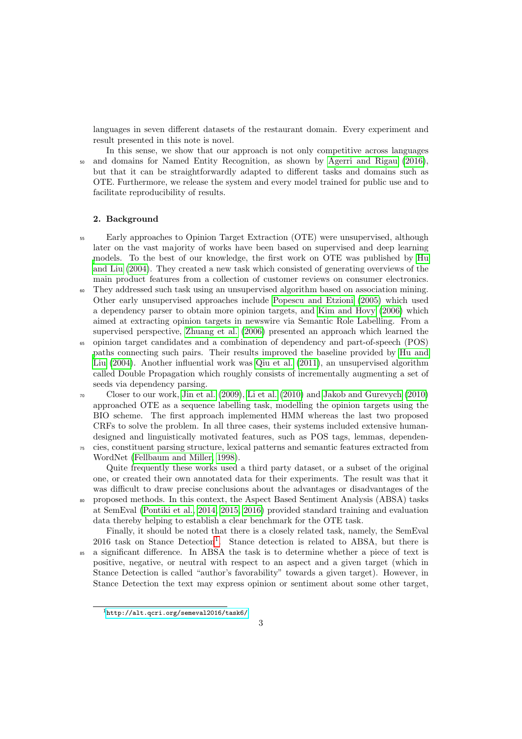languages in seven different datasets of the restaurant domain. Every experiment and result presented in this note is novel.

In this sense, we show that our approach is not only competitive across languages and domains for Named Entity Recognition, as shown by Agerri and Rigau (2016), but that it can be straightforwardly adapted to different tasks and domains such as OTE. Furthermore, we release the system and every model trained for public use and to facilitate reproducibility of results.

## 2. Background

Early approaches to Opinion Target Extraction (OTE) were unsupervised, although later on the vast majority of works have been based on supervised and deep learning models. To the best of our knowledge, the first work on OTE was published by Hu and Liu (2004). They created a new task which consisted of generating overviews of the main product features from a collection of customer reviews on consumer electronics. They addressed such task using an unsupervised algorithm based on association mining. Other early unsupervised approaches include Popescu and Etzioni (2005) which used a dependency parser to obtain more opinion targets, and Kim and Hovy (2006) which aimed at extracting opinion targets in newswire via Semantic Role Labelling. From a supervised perspective, Zhuang et al. (2006) presented an approach which learned the opinion target candidates and a combination of dependency and part-of-speech (POS) paths connecting such pairs. Their results improved the baseline provided by Hu and Liu (2004). Another influential work was Qiu et al. (2011), an unsupervised algorithm called Double Propagation which roughly consists of incrementally augmenting a set of seeds via dependency parsing.

Closer to our work, Jin et al. (2009), Li et al. (2010) and Jakob and Gurevych (2010) approached OTE as a sequence labelling task, modelling the opinion targets using the BIO scheme. The first approach implemented HMM whereas the last two proposed CRFs to solve the problem. In all three cases, their systems included extensive human-designed and linguistically motivated features, such as POS tags, lemmas, dependencies, constituent parsing structure, lexical patterns and semantic features extracted from WordNet (Fellbaum and Miller, 1998).

Quite frequently these works used a third party dataset, or a subset of the original one, or created their own annotated data for their experiments. The result was that it was difficult to draw precise conclusions about the advantages or disadvantages of the proposed methods. In this context, the Aspect Based Sentiment Analysis (ABSA) tasks at SemEval (Pontiki et al., 2014, 2015, 2016) provided standard training and evaluation data thereby helping to establish a clear benchmark for the OTE task.

Finally, it should be noted that there is a closely related task, namely, the SemEval 2016 task on Stance Detection[1]. Stance detection is related to ABSA, but there is a significant difference. In ABSA the task is to determine whether a piece of text is positive, negative, or neutral with respect to an aspect and a given target (which in Stance Detection is called "author's favorability" towards a given target). However, in Stance Detection the text may express opinion or sentiment about some other target,

[1] http://alt.qcri.org/semeval2016/task6/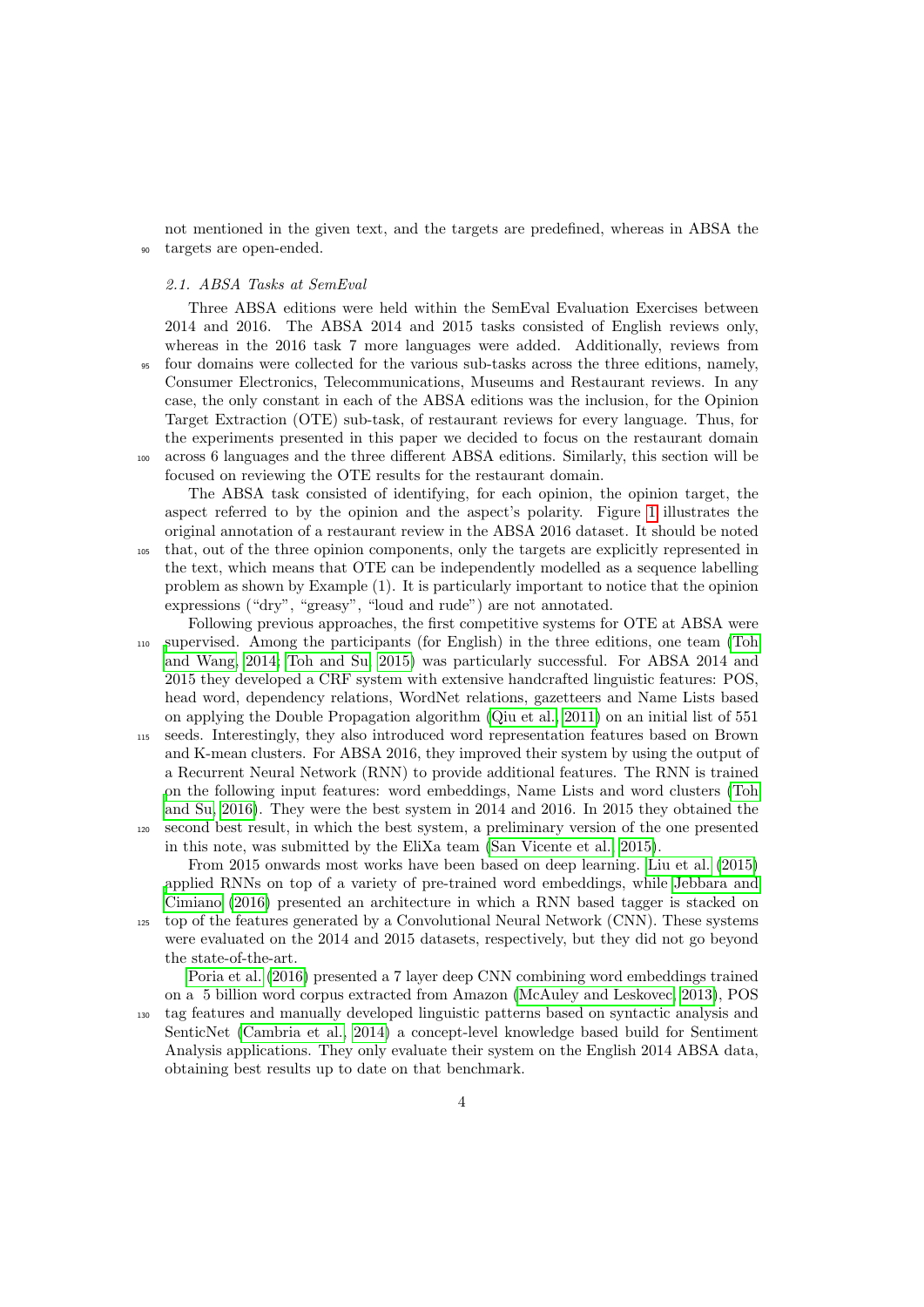not mentioned in the given text, and the targets are predefined, whereas in ABSA the targets are open-ended.

### 2.1. ABSA Tasks at SemEval

Three ABSA editions were held within the SemEval Evaluation Exercises between 2014 and 2016. The ABSA 2014 and 2015 tasks consisted of English reviews only, whereas in the 2016 task 7 more languages were added. Additionally, reviews from four domains were collected for the various sub-tasks across the three editions, namely, Consumer Electronics, Telecommunications, Museums and Restaurant reviews. In any case, the only constant in each of the ABSA editions was the inclusion, for the Opinion Target Extraction (OTE) sub-task, of restaurant reviews for every language. Thus, for the experiments presented in this paper we decided to focus on the restaurant domain across 6 languages and the three different ABSA editions. Similarly, this section will be focused on reviewing the OTE results for the restaurant domain.

The ABSA task consisted of identifying, for each opinion, the opinion target, the aspect referred to by the opinion and the aspect's polarity. Figure 1 illustrates the original annotation of a restaurant review in the ABSA 2016 dataset. It should be noted that, out of the three opinion components, only the targets are explicitly represented in the text, which means that OTE can be independently modelled as a sequence labelling problem as shown by Example (1). It is particularly important to notice that the opinion expressions ("dry", "greasy", "loud and rude") are not annotated.

Following previous approaches, the first competitive systems for OTE at ABSA were supervised. Among the participants (for English) in the three editions, one team (Toh and Wang, 2014; Toh and Su, 2015) was particularly successful. For ABSA 2014 and 2015 they developed a CRF system with extensive handcrafted linguistic features: POS, head word, dependency relations, WordNet relations, gazetteers and Name Lists based on applying the Double Propagation algorithm (Qiu et al., 2011) on an initial list of 551 seeds. Interestingly, they also introduced word representation features based on Brown and K-mean clusters. For ABSA 2016, they improved their system by using the output of a Recurrent Neural Network (RNN) to provide additional features. The RNN is trained on the following input features: word embeddings, Name Lists and word clusters (Toh and Su, 2016). They were the best system in 2014 and 2016. In 2015 they obtained the second best result, in which the best system, a preliminary version of the one presented in this note, was submitted by the EliXa team (San Vicente et al., 2015).

From 2015 onwards most works have been based on deep learning. Liu et al. (2015) applied RNNs on top of a variety of pre-trained word embeddings, while Jebbara and Cimiano (2016) presented an architecture in which a RNN based tagger is stacked on top of the features generated by a Convolutional Neural Network (CNN). These systems were evaluated on the 2014 and 2015 datasets, respectively, but they did not go beyond the state-of-the-art.

Poria et al. (2016) presented a 7 layer deep CNN combining word embeddings trained on a 5 billion word corpus extracted from Amazon (McAuley and Leskovec, 2013), POS tag features and manually developed linguistic patterns based on syntactic analysis and SenticNet (Cambria et al., 2014) a concept-level knowledge based build for Sentiment Analysis applications. They only evaluate their system on the English 2014 ABSA data, obtaining best results up to date on that benchmark.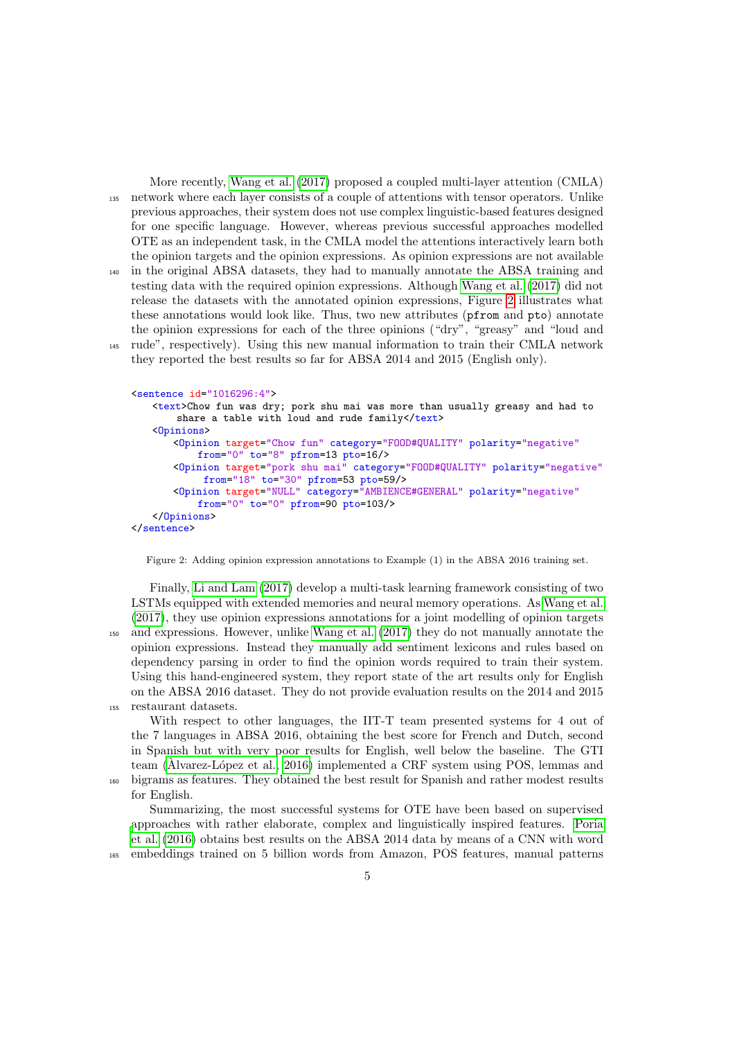More recently, Wang et al. (2017) proposed a coupled multi-layer attention (CMLA) network where each layer consists of a couple of attentions with tensor operators. Unlike previous approaches, their system does not use complex linguistic-based features designed for one specific language. However, whereas previous successful approaches modelled OTE as an independent task, in the CMLA model the attentions interactively learn both the opinion targets and the opinion expressions. As opinion expressions are not available in the original ABSA datasets, they had to manually annotate the ABSA training and testing data with the required opinion expressions. Although Wang et al. (2017) did not release the datasets with the annotated opinion expressions, Figure 2 illustrates what these annotations would look like. Thus, two new attributes (pfrom and pto) annotate the opinion expressions for each of the three opinions ("dry", "greasy" and "loud and rude", respectively). Using this new manual information to train their CMLA network they reported the best results so far for ABSA 2014 and 2015 (English only).

```
<sentence id="1016296:4">
    <text>Chow fun was dry; pork shu mai was more than usually greasy and had to
        share a table with loud and rude family</text>
    <Opinions>
        <Opinion target="Chow fun" category="FOOD#QUALITY" polarity="negative"
            from="0" to="8" pfrom=13 pto=16/>
        <Opinion target="pork shu mai" category="FOOD#QUALITY" polarity="negative"
             from="18" to="30" pfrom=53 pto=59/>
        <Opinion target="NULL" category="AMBIENCE#GENERAL" polarity="negative"
            from="0" to="0" pfrom=90 pto=103/>
    </Opinions>
</sentence>
```

Figure 2: Adding opinion expression annotations to Example (1) in the ABSA 2016 training set.

Finally, Li and Lam (2017) develop a multi-task learning framework consisting of two LSTMs equipped with extended memories and neural memory operations. As Wang et al. (2017), they use opinion expressions annotations for a joint modelling of opinion targets and expressions. However, unlike Wang et al. (2017) they do not manually annotate the opinion expressions. Instead they manually add sentiment lexicons and rules based on dependency parsing in order to find the opinion words required to train their system. Using this hand-engineered system, they report state of the art results only for English on the ABSA 2016 dataset. They do not provide evaluation results on the 2014 and 2015 restaurant datasets.

With respect to other languages, the IIT-T team presented systems for 4 out of the 7 languages in ABSA 2016, obtaining the best score for French and Dutch, second in Spanish but with very poor results for English, well below the baseline. The GTI team (Álvarez-López et al., 2016) implemented a CRF system using POS, lemmas and bigrams as features. They obtained the best result for Spanish and rather modest results for English.

Summarizing, the most successful systems for OTE have been based on supervised approaches with rather elaborate, complex and linguistically inspired features. Poria et al. (2016) obtains best results on the ABSA 2014 data by means of a CNN with word embeddings trained on 5 billion words from Amazon, POS features, manual patterns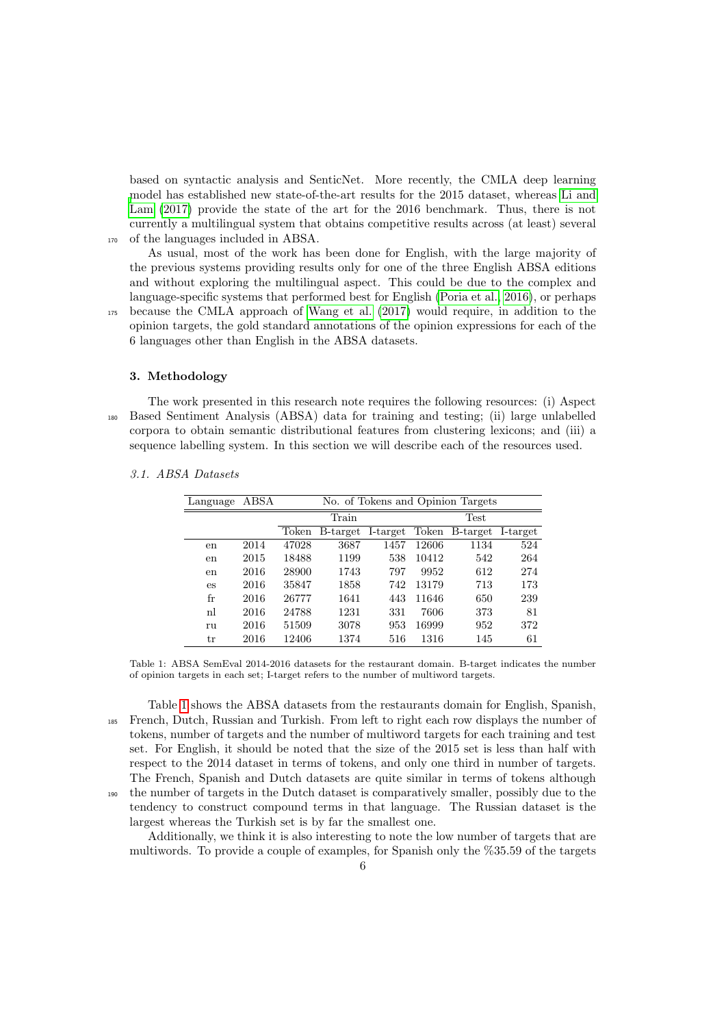based on syntactic analysis and SenticNet. More recently, the CMLA deep learning model has established new state-of-the-art results for the 2015 dataset, whereas Li and Lam (2017) provide the state of the art for the 2016 benchmark. Thus, there is not currently a multilingual system that obtains competitive results across (at least) several of the languages included in ABSA.

As usual, most of the work has been done for English, with the large majority of the previous systems providing results only for one of the three English ABSA editions and without exploring the multilingual aspect. This could be due to the complex and language-specific systems that performed best for English (Poria et al., 2016), or perhaps because the CMLA approach of Wang et al. (2017) would require, in addition to the opinion targets, the gold standard annotations of the opinion expressions for each of the 6 languages other than English in the ABSA datasets.

## 3. Methodology

The work presented in this research note requires the following resources: (i) Aspect Based Sentiment Analysis (ABSA) data for training and testing; (ii) large unlabelled corpora to obtain semantic distributional features from clustering lexicons; and (iii) a sequence labelling system. In this section we will describe each of the resources used.

### *3.1. ABSA Datasets*

| Language | ABSA | No. of Tokens and Opinion Targets | | | | | |
|---|---|---|---|---|---|---|---|
| | | Train | | | Test | | |
| | | Token | B-target | I-target | Token | B-target | I-target |
| en | 2014 | 47028 | 3687 | 1457 | 12606 | 1134 | 524 |
| en | 2015 | 18488 | 1199 | 538 | 10412 | 542 | 264 |
| en | 2016 | 28900 | 1743 | 797 | 9952 | 612 | 274 |
| es | 2016 | 35847 | 1858 | 742 | 13179 | 713 | 173 |
| fr | 2016 | 26777 | 1641 | 443 | 11646 | 650 | 239 |
| nl | 2016 | 24788 | 1231 | 331 | 7606 | 373 | 81 |
| ru | 2016 | 51509 | 3078 | 953 | 16999 | 952 | 372 |
| tr | 2016 | 12406 | 1374 | 516 | 1316 | 145 | 61 |

Table 1: ABSA SemEval 2014-2016 datasets for the restaurant domain. B-target indicates the number of opinion targets in each set; I-target refers to the number of multiword targets.

Table 1 shows the ABSA datasets from the restaurants domain for English, Spanish, French, Dutch, Russian and Turkish. From left to right each row displays the number of tokens, number of targets and the number of multiword targets for each training and test set. For English, it should be noted that the size of the 2015 set is less than half with respect to the 2014 dataset in terms of tokens, and only one third in number of targets. The French, Spanish and Dutch datasets are quite similar in terms of tokens although the number of targets in the Dutch dataset is comparatively smaller, possibly due to the tendency to construct compound terms in that language. The Russian dataset is the largest whereas the Turkish set is by far the smallest one.

Additionally, we think it is also interesting to note the low number of targets that are multiwords. To provide a couple of examples, for Spanish only the %35.59 of the targets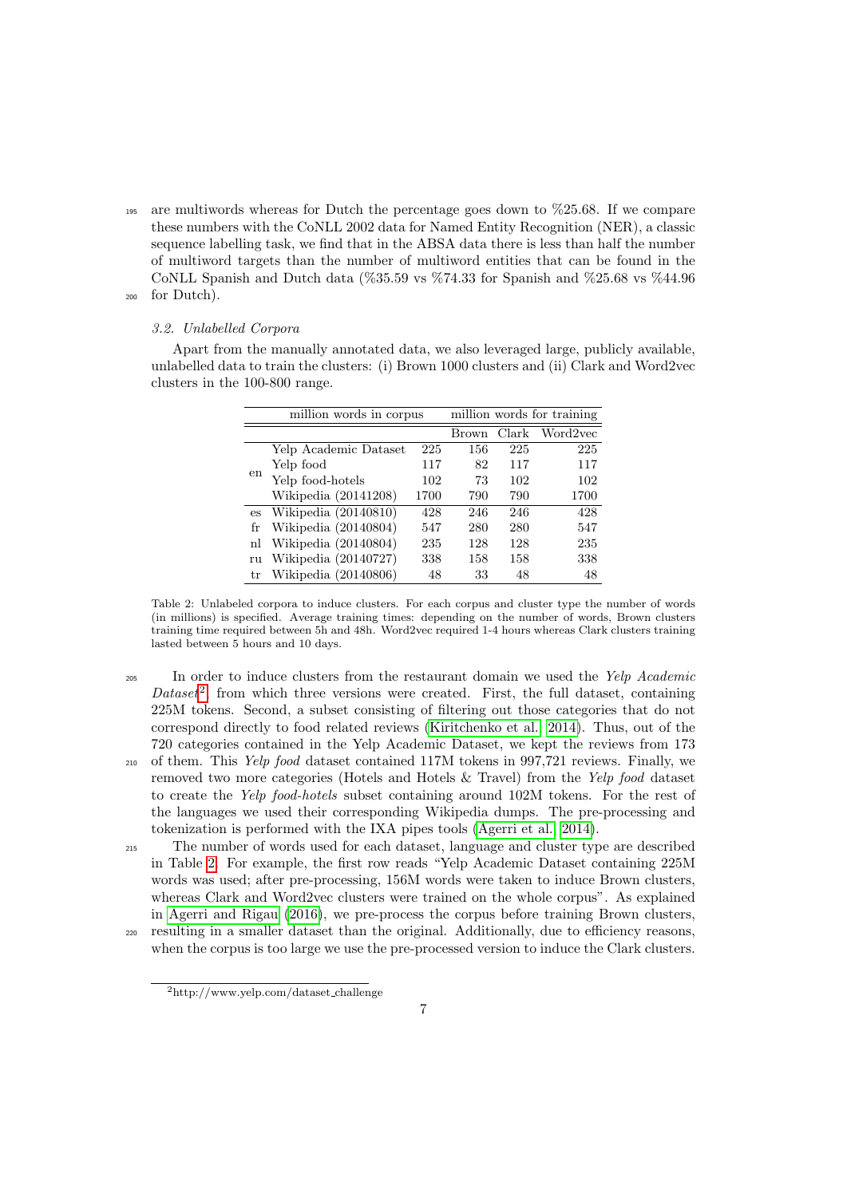are multiwords whereas for Dutch the percentage goes down to %25.68. If we compare these numbers with the CoNLL 2002 data for Named Entity Recognition (NER), a classic sequence labelling task, we find that in the ABSA data there is less than half the number of multiword targets than the number of multiword entities that can be found in the CoNLL Spanish and Dutch data (%35.59 vs %74.33 for Spanish and %25.68 vs %44.96 for Dutch).

### 3.2. Unlabelled Corpora

Apart from the manually annotated data, we also leveraged large, publicly available, unlabelled data to train the clusters: (i) Brown 1000 clusters and (ii) Clark and Word2vec clusters in the 100-800 range.

| | million words in corpus | | million words for training | | |
|---|---|---|---|---|---|
| | | | Brown | Clark | Word2vec |
| en | Yelp Academic Dataset | 225 | 156 | 225 | 225 |
| en | Yelp food | 117 | 82 | 117 | 117 |
| en | Yelp food-hotels | 102 | 73 | 102 | 102 |
| en | Wikipedia (20141208) | 1700 | 790 | 790 | 1700 |
| es | Wikipedia (20140810) | 428 | 246 | 246 | 428 |
| fr | Wikipedia (20140804) | 547 | 280 | 280 | 547 |
| nl | Wikipedia (20140804) | 235 | 128 | 128 | 235 |
| ru | Wikipedia (20140727) | 338 | 158 | 158 | 338 |
| tr | Wikipedia (20140806) | 48 | 33 | 48 | 48 |

Table 2: Unlabeled corpora to induce clusters. For each corpus and cluster type the number of words (in millions) is specified. Average training times: depending on the number of words, Brown clusters training time required between 5h and 48h. Word2vec required 1-4 hours whereas Clark clusters training lasted between 5 hours and 10 days.

In order to induce clusters from the restaurant domain we used the *Yelp Academic Dataset*[2] from which three versions were created. First, the full dataset, containing 225M tokens. Second, a subset consisting of filtering out those categories that do not correspond directly to food related reviews (Kiritchenko et al., 2014). Thus, out of the 720 categories contained in the Yelp Academic Dataset, we kept the reviews from 173 of them. This *Yelp food* dataset contained 117M tokens in 997,721 reviews. Finally, we removed two more categories (Hotels and Hotels & Travel) from the *Yelp food* dataset to create the *Yelp food-hotels* subset containing around 102M tokens. For the rest of the languages we used their corresponding Wikipedia dumps. The pre-processing and tokenization is performed with the IXA pipes tools (Agerri et al., 2014).

The number of words used for each dataset, language and cluster type are described in Table 2. For example, the first row reads "Yelp Academic Dataset containing 225M words was used; after pre-processing, 156M words were taken to induce Brown clusters, whereas Clark and Word2vec clusters were trained on the whole corpus". As explained in Agerri and Rigau (2016), we pre-process the corpus before training Brown clusters, resulting in a smaller dataset than the original. Additionally, due to efficiency reasons, when the corpus is too large we use the pre-processed version to induce the Clark clusters.

[2] http://www.yelp.com/dataset_challenge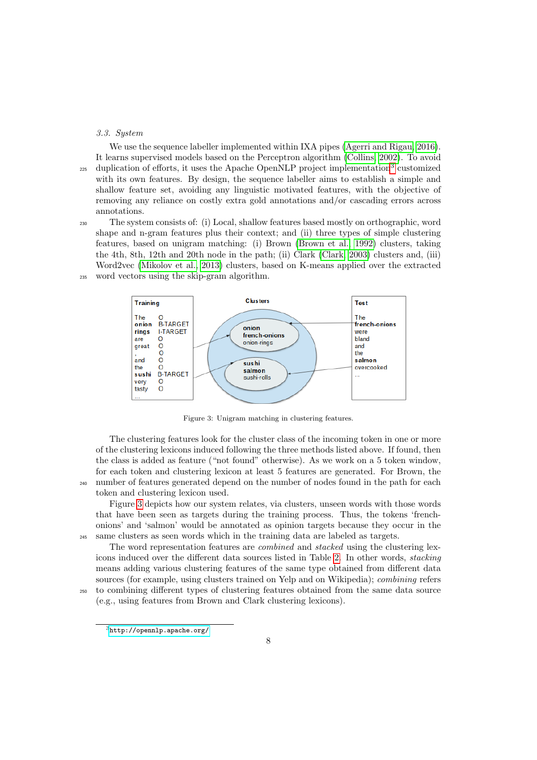### 3.3. System

We use the sequence labeller implemented within IXA pipes (Agerri and Rigau, 2016). It learns supervised models based on the Perceptron algorithm (Collins, 2002). To avoid duplication of efforts, it uses the Apache OpenNLP project implementation[3] customized with its own features. By design, the sequence labeller aims to establish a simple and shallow feature set, avoiding any linguistic motivated features, with the objective of removing any reliance on costly extra gold annotations and/or cascading errors across annotations.

The system consists of: (i) Local, shallow features based mostly on orthographic, word shape and n-gram features plus their context; and (ii) three types of simple clustering features, based on unigram matching: (i) Brown (Brown et al., 1992) clusters, taking the 4th, 8th, 12th and 20th node in the path; (ii) Clark (Clark, 2003) clusters and, (iii) Word2vec (Mikolov et al., 2013) clusters, based on K-means applied over the extracted word vectors using the skip-gram algorithm.

Figure 3: Unigram matching in clustering features.

The clustering features look for the cluster class of the incoming token in one or more of the clustering lexicons induced following the three methods listed above. If found, then the class is added as feature ("not found" otherwise). As we work on a 5 token window, for each token and clustering lexicon at least 5 features are generated. For Brown, the number of features generated depend on the number of nodes found in the path for each token and clustering lexicon used.

Figure 3 depicts how our system relates, via clusters, unseen words with those words that have been seen as targets during the training process. Thus, the tokens 'french-onions' and 'salmon' would be annotated as opinion targets because they occur in the same clusters as seen words which in the training data are labeled as targets.

The word representation features are *combined* and *stacked* using the clustering lexicons induced over the different data sources listed in Table 2. In other words, *stacking* means adding various clustering features of the same type obtained from different data sources (for example, using clusters trained on Yelp and on Wikipedia); *combining* refers to combining different types of clustering features obtained from the same data source (e.g., using features from Brown and Clark clustering lexicons).

[3] http://opennlp.apache.org/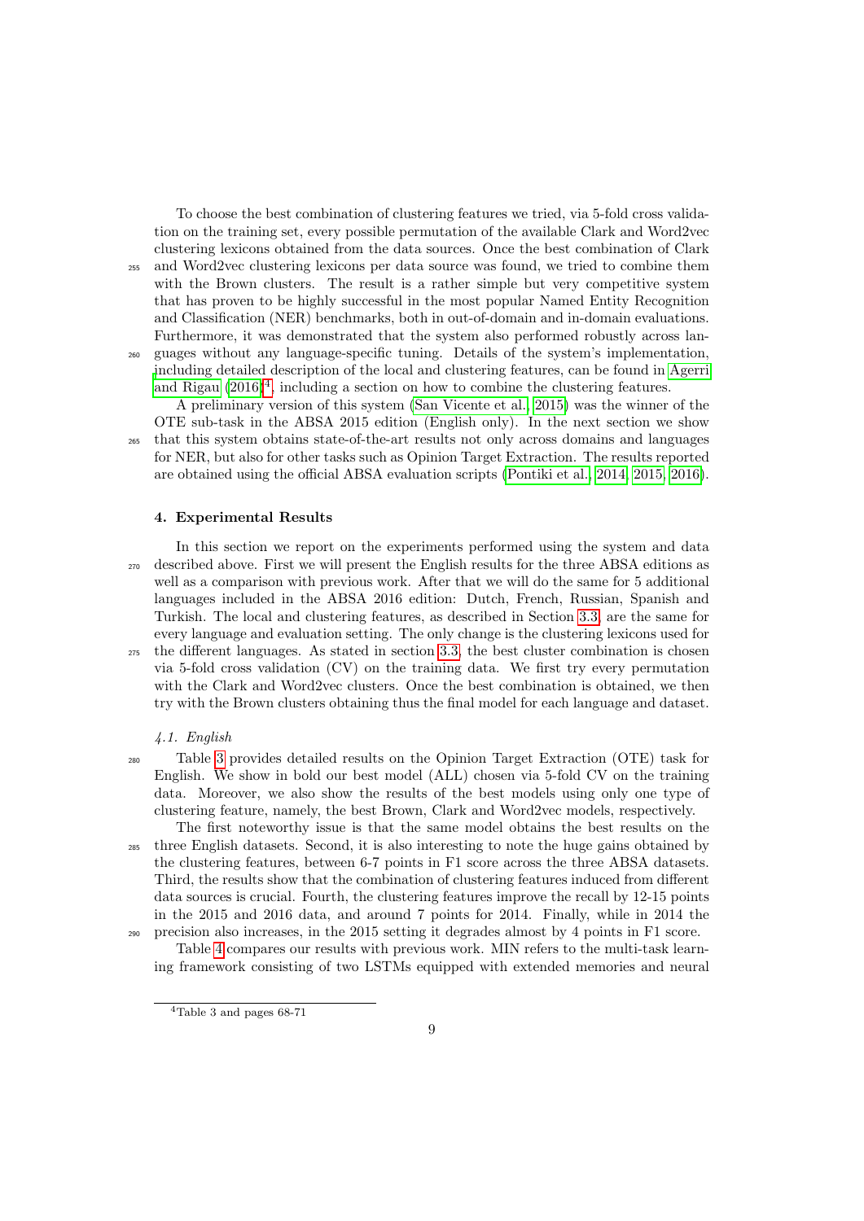To choose the best combination of clustering features we tried, via 5-fold cross validation on the training set, every possible permutation of the available Clark and Word2vec clustering lexicons obtained from the data sources. Once the best combination of Clark and Word2vec clustering lexicons per data source was found, we tried to combine them with the Brown clusters. The result is a rather simple but very competitive system that has proven to be highly successful in the most popular Named Entity Recognition and Classification (NER) benchmarks, both in out-of-domain and in-domain evaluations. Furthermore, it was demonstrated that the system also performed robustly across languages without any language-specific tuning. Details of the system's implementation, including detailed description of the local and clustering features, can be found in Agerri and Rigau (2016)[4], including a section on how to combine the clustering features.

A preliminary version of this system (San Vicente et al., 2015) was the winner of the OTE sub-task in the ABSA 2015 edition (English only). In the next section we show that this system obtains state-of-the-art results not only across domains and languages for NER, but also for other tasks such as Opinion Target Extraction. The results reported are obtained using the official ABSA evaluation scripts (Pontiki et al., 2014, 2015, 2016).

## 4. Experimental Results

In this section we report on the experiments performed using the system and data described above. First we will present the English results for the three ABSA editions as well as a comparison with previous work. After that we will do the same for 5 additional languages included in the ABSA 2016 edition: Dutch, French, Russian, Spanish and Turkish. The local and clustering features, as described in Section 3.3, are the same for every language and evaluation setting. The only change is the clustering lexicons used for the different languages. As stated in section 3.3, the best cluster combination is chosen via 5-fold cross validation (CV) on the training data. We first try every permutation with the Clark and Word2vec clusters. Once the best combination is obtained, we then try with the Brown clusters obtaining thus the final model for each language and dataset.

### *4.1. English*

Table 3 provides detailed results on the Opinion Target Extraction (OTE) task for English. We show in bold our best model (ALL) chosen via 5-fold CV on the training data. Moreover, we also show the results of the best models using only one type of clustering feature, namely, the best Brown, Clark and Word2vec models, respectively.

The first noteworthy issue is that the same model obtains the best results on the three English datasets. Second, it is also interesting to note the huge gains obtained by the clustering features, between 6-7 points in F1 score across the three ABSA datasets. Third, the results show that the combination of clustering features induced from different data sources is crucial. Fourth, the clustering features improve the recall by 12-15 points in the 2015 and 2016 data, and around 7 points for 2014. Finally, while in 2014 the precision also increases, in the 2015 setting it degrades almost by 4 points in F1 score.

Table 4 compares our results with previous work. MIN refers to the multi-task learning framework consisting of two LSTMs equipped with extended memories and neural

[4] Table 3 and pages 68-71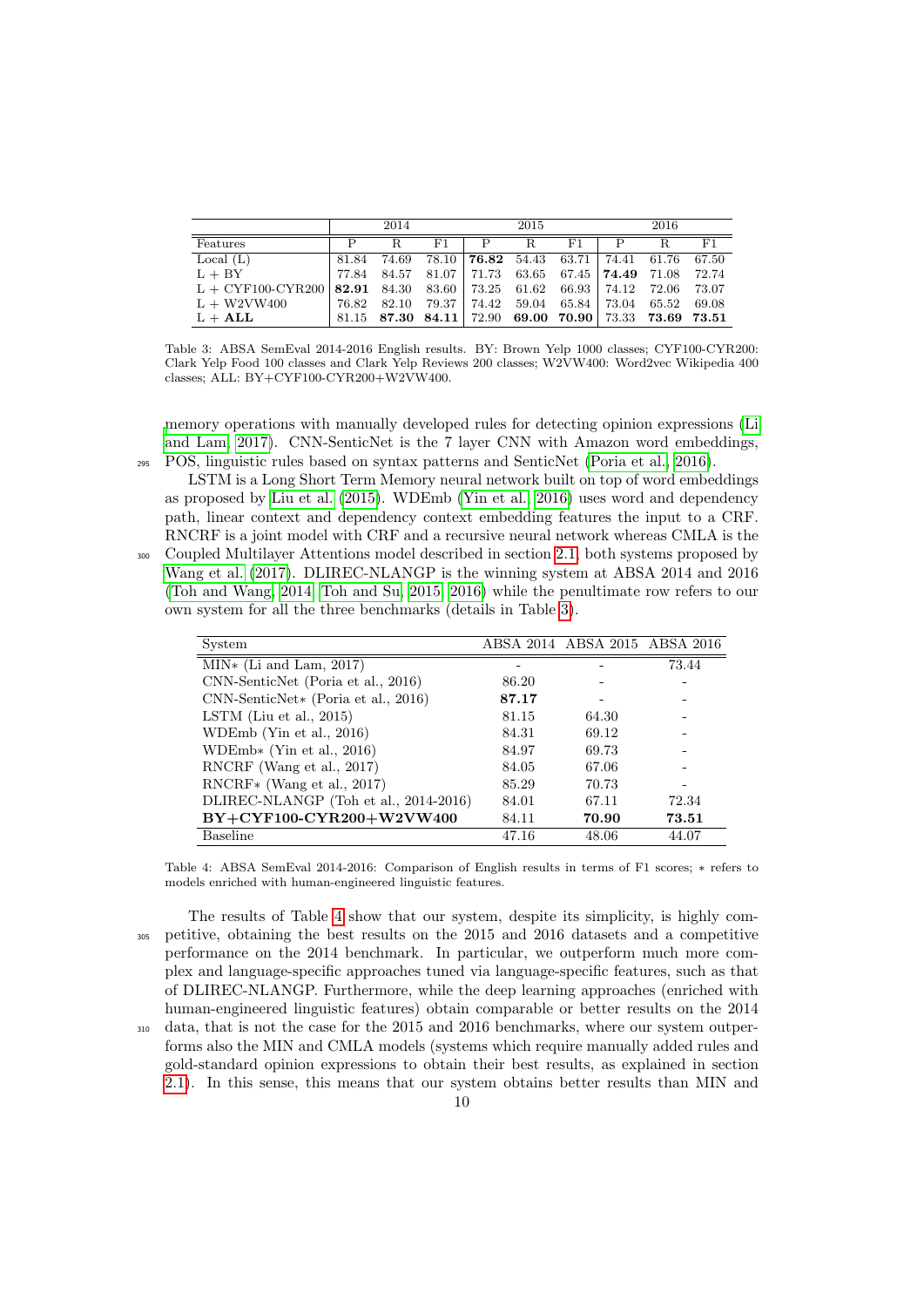| | 2014 | | | 2015 | | | 2016 | | |
|---|---|---|---|---|---|---|---|---|---|
| Features | P | R | F1 | P | R | F1 | P | R | F1 |
| Local (L) | 81.84 | 74.69 | 78.10 | **76.82** | 54.43 | 63.71 | 74.41 | 61.76 | 67.50 |
| L + BY | 77.84 | 84.57 | 81.07 | 71.73 | 63.65 | 67.45 | **74.49** | 71.08 | 72.74 |
| L + CYF100-CYR200 | **82.91** | 84.30 | 83.60 | 73.25 | 61.62 | 66.93 | 74.12 | 72.06 | 73.07 |
| L + W2VW400 | 76.82 | 82.10 | 79.37 | 74.42 | 59.04 | 65.84 | 73.04 | 65.52 | 69.08 |
| L + **ALL** | 81.15 | **87.30** | **84.11** | 72.90 | **69.00** | **70.90** | 73.33 | **73.69** | **73.51** |

Table 3: ABSA SemEval 2014-2016 English results. BY: Brown Yelp 1000 classes; CYF100-CYR200: Clark Yelp Food 100 classes and Clark Yelp Reviews 200 classes; W2VW400: Word2vec Wikipedia 400 classes; ALL: BY+CYF100-CYR200+W2VW400.

memory operations with manually developed rules for detecting opinion expressions (Li and Lam, 2017). CNN-SenticNet is the 7 layer CNN with Amazon word embeddings, POS, linguistic rules based on syntax patterns and SenticNet (Poria et al., 2016).

LSTM is a Long Short Term Memory neural network built on top of word embeddings as proposed by Liu et al. (2015). WDEmb (Yin et al., 2016) uses word and dependency path, linear context and dependency context embedding features the input to a CRF. RNCRF is a joint model with CRF and a recursive neural network whereas CMLA is the Coupled Multilayer Attentions model described in section 2.1, both systems proposed by Wang et al. (2017). DLIREC-NLANGP is the winning system at ABSA 2014 and 2016 (Toh and Wang, 2014; Toh and Su, 2015, 2016) while the penultimate row refers to our own system for all the three benchmarks (details in Table 3).

| System | ABSA 2014 | ABSA 2015 | ABSA 2016 |
|---|---|---|---|
| MIN∗ (Li and Lam, 2017) | - | - | 73.44 |
| CNN-SenticNet (Poria et al., 2016) | 86.20 | - | - |
| CNN-SenticNet∗ (Poria et al., 2016) | **87.17** | - | - |
| LSTM (Liu et al., 2015) | 81.15 | 64.30 | - |
| WDEmb (Yin et al., 2016) | 84.31 | 69.12 | - |
| WDEmb∗ (Yin et al., 2016) | 84.97 | 69.73 | - |
| RNCRF (Wang et al., 2017) | 84.05 | 67.06 | - |
| RNCRF∗ (Wang et al., 2017) | 85.29 | 70.73 | - |
| DLIREC-NLANGP (Toh et al., 2014-2016) | 84.01 | 67.11 | 72.34 |
| **BY+CYF100-CYR200+W2VW400** | 84.11 | **70.90** | **73.51** |
| Baseline | 47.16 | 48.06 | 44.07 |

Table 4: ABSA SemEval 2014-2016: Comparison of English results in terms of F1 scores; ∗ refers to models enriched with human-engineered linguistic features.

The results of Table 4 show that our system, despite its simplicity, is highly competitive, obtaining the best results on the 2015 and 2016 datasets and a competitive performance on the 2014 benchmark. In particular, we outperform much more complex and language-specific approaches tuned via language-specific features, such as that of DLIREC-NLANGP. Furthermore, while the deep learning approaches (enriched with human-engineered linguistic features) obtain comparable or better results on the 2014 data, that is not the case for the 2015 and 2016 benchmarks, where our system outperforms also the MIN and CMLA models (systems which require manually added rules and gold-standard opinion expressions to obtain their best results, as explained in section 2.1). In this sense, this means that our system obtains better results than MIN and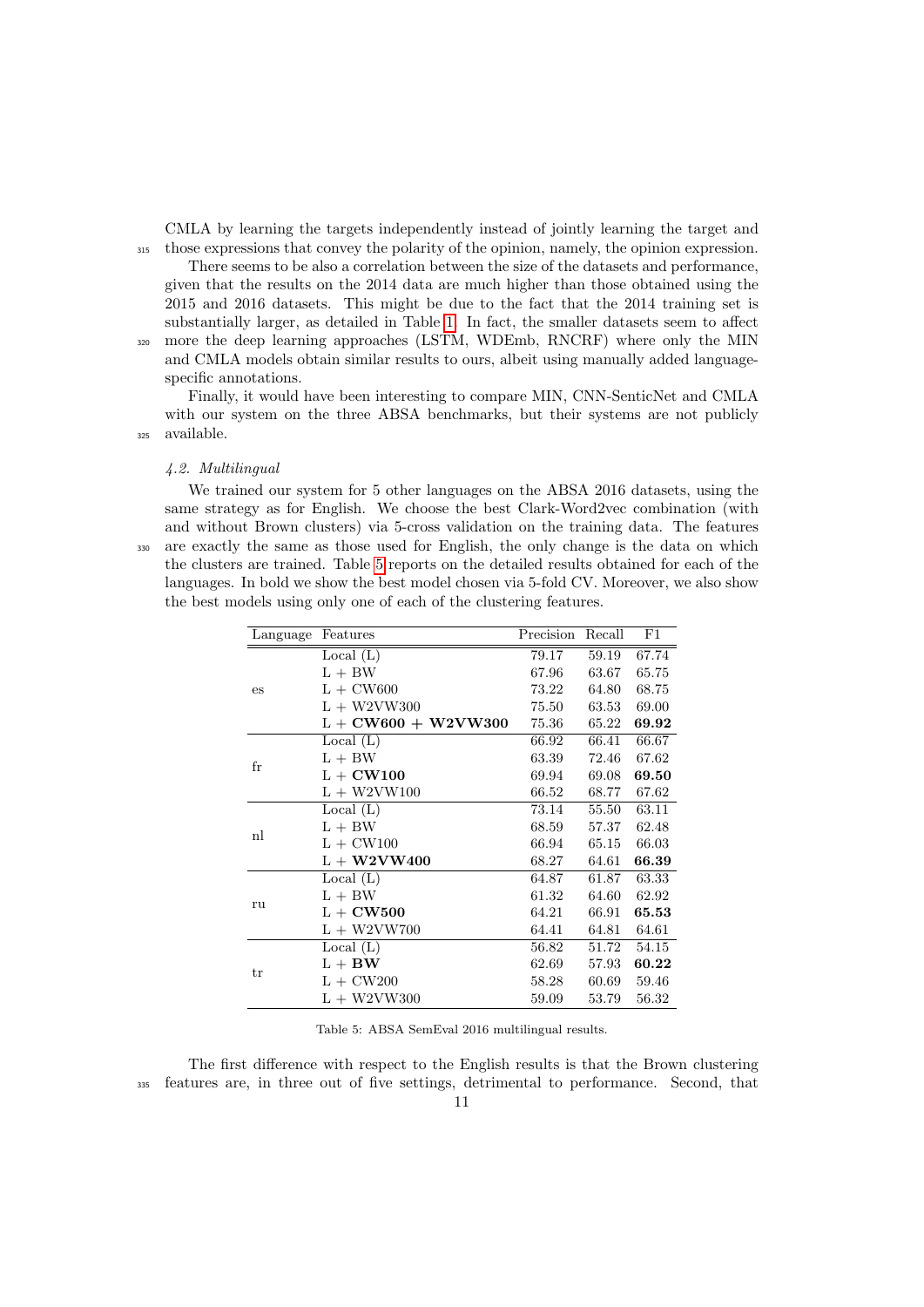CMLA by learning the targets independently instead of jointly learning the target and those expressions that convey the polarity of the opinion, namely, the opinion expression.

There seems to be also a correlation between the size of the datasets and performance, given that the results on the 2014 data are much higher than those obtained using the 2015 and 2016 datasets. This might be due to the fact that the 2014 training set is substantially larger, as detailed in Table 1. In fact, the smaller datasets seem to affect more the deep learning approaches (LSTM, WDEmb, RNCRF) where only the MIN and CMLA models obtain similar results to ours, albeit using manually added language-specific annotations.

Finally, it would have been interesting to compare MIN, CNN-SenticNet and CMLA with our system on the three ABSA benchmarks, but their systems are not publicly available.

### 4.2. Multilingual

We trained our system for 5 other languages on the ABSA 2016 datasets, using the same strategy as for English. We choose the best Clark-Word2vec combination (with and without Brown clusters) via 5-cross validation on the training data. The features are exactly the same as those used for English, the only change is the data on which the clusters are trained. Table 5 reports on the detailed results obtained for each of the languages. In bold we show the best model chosen via 5-fold CV. Moreover, we also show the best models using only one of each of the clustering features.

| Language | Features | Precision | Recall | F1 |
|---|---|---|---|---|
| es | Local (L) | 79.17 | 59.19 | 67.74 |
| | L + BW | 67.96 | 63.67 | 65.75 |
| | L + CW600 | 73.22 | 64.80 | 68.75 |
| | L + W2VW300 | 75.50 | 63.53 | 69.00 |
| | **L + CW600 + W2VW300** | 75.36 | 65.22 | **69.92** |
| fr | Local (L) | 66.92 | 66.41 | 66.67 |
| | L + BW | 63.39 | 72.46 | 67.62 |
| | L + **CW100** | 69.94 | 69.08 | **69.50** |
| | L + W2VW100 | 66.52 | 68.77 | 67.62 |
| nl | Local (L) | 73.14 | 55.50 | 63.11 |
| | L + BW | 68.59 | 57.37 | 62.48 |
| | L + CW100 | 66.94 | 65.15 | 66.03 |
| | L + **W2VW400** | 68.27 | 64.61 | **66.39** |
| ru | Local (L) | 64.87 | 61.87 | 63.33 |
| | L + BW | 61.32 | 64.60 | 62.92 |
| | L + **CW500** | 64.21 | 66.91 | **65.53** |
| | L + W2VW700 | 64.41 | 64.81 | 64.61 |
| tr | Local (L) | 56.82 | 51.72 | 54.15 |
| | L + **BW** | 62.69 | 57.93 | **60.22** |
| | L + CW200 | 58.28 | 60.69 | 59.46 |
| | L + W2VW300 | 59.09 | 53.79 | 56.32 |

Table 5: ABSA SemEval 2016 multilingual results.

The first difference with respect to the English results is that the Brown clustering features are, in three out of five settings, detrimental to performance. Second, that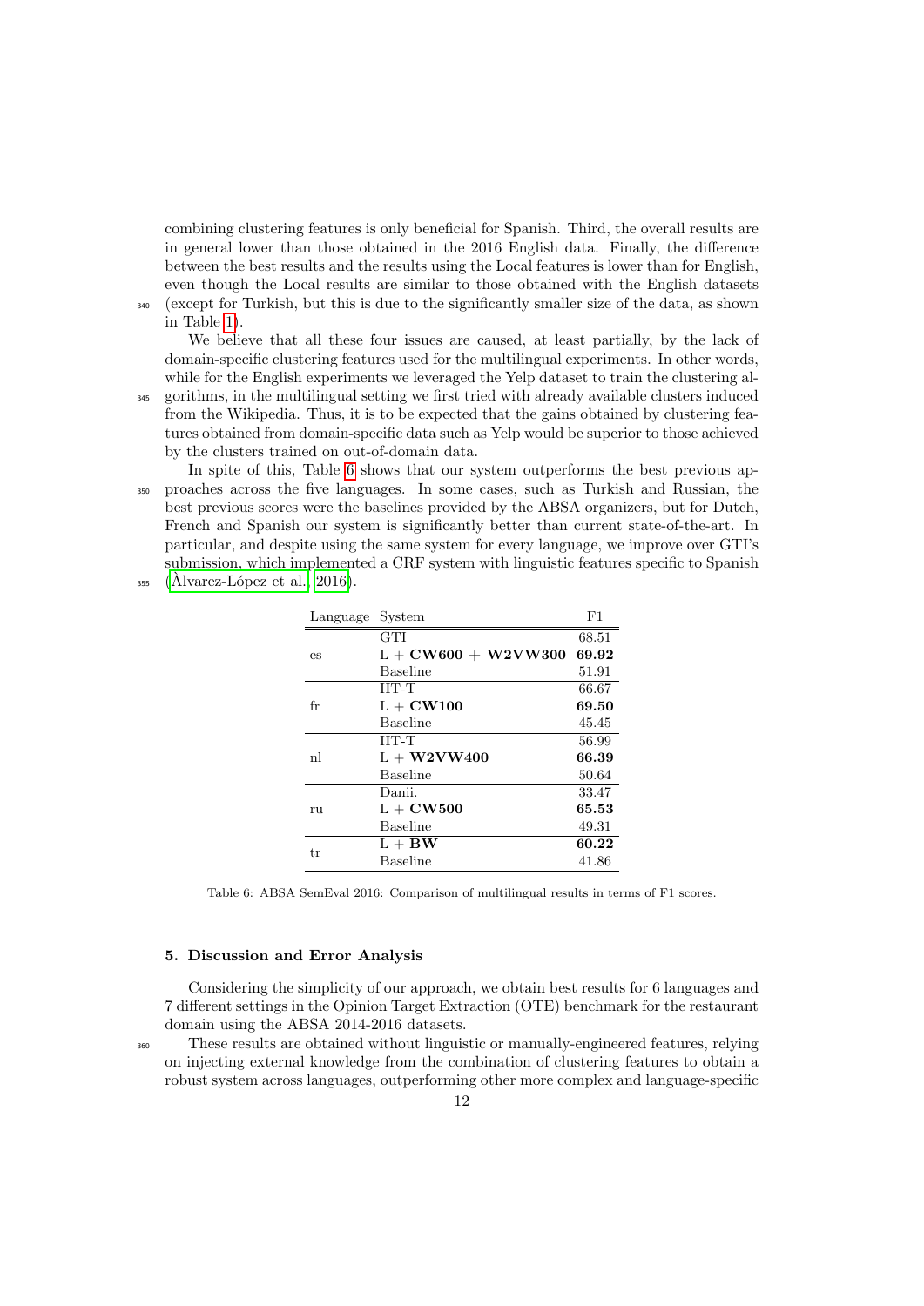combining clustering features is only beneficial for Spanish. Third, the overall results are in general lower than those obtained in the 2016 English data. Finally, the difference between the best results and the results using the Local features is lower than for English, even though the Local results are similar to those obtained with the English datasets (except for Turkish, but this is due to the significantly smaller size of the data, as shown in Table 1).

We believe that all these four issues are caused, at least partially, by the lack of domain-specific clustering features used for the multilingual experiments. In other words, while for the English experiments we leveraged the Yelp dataset to train the clustering algorithms, in the multilingual setting we first tried with already available clusters induced from the Wikipedia. Thus, it is to be expected that the gains obtained by clustering features obtained from domain-specific data such as Yelp would be superior to those achieved by the clusters trained on out-of-domain data.

In spite of this, Table 6 shows that our system outperforms the best previous approaches across the five languages. In some cases, such as Turkish and Russian, the best previous scores were the baselines provided by the ABSA organizers, but for Dutch, French and Spanish our system is significantly better than current state-of-the-art. In particular, and despite using the same system for every language, we improve over GTI's submission, which implemented a CRF system with linguistic features specific to Spanish (Àlvarez-López et al., 2016).

| Language | System | F1 |
|---|---|---|
| es | GTI | 68.51 |
| | L + **CW600 + W2VW300** | **69.92** |
| | Baseline | 51.91 |
| fr | IIT-T | 66.67 |
| | L + **CW100** | **69.50** |
| | Baseline | 45.45 |
| nl | IIT-T | 56.99 |
| | L + **W2VW400** | **66.39** |
| | Baseline | 50.64 |
| ru | Danii. | 33.47 |
| | L + **CW500** | **65.53** |
| | Baseline | 49.31 |
| tr | L + **BW** | **60.22** |
| | Baseline | 41.86 |

Table 6: ABSA SemEval 2016: Comparison of multilingual results in terms of F1 scores.

## 5. Discussion and Error Analysis

Considering the simplicity of our approach, we obtain best results for 6 languages and 7 different settings in the Opinion Target Extraction (OTE) benchmark for the restaurant domain using the ABSA 2014-2016 datasets.

These results are obtained without linguistic or manually-engineered features, relying on injecting external knowledge from the combination of clustering features to obtain a robust system across languages, outperforming other more complex and language-specific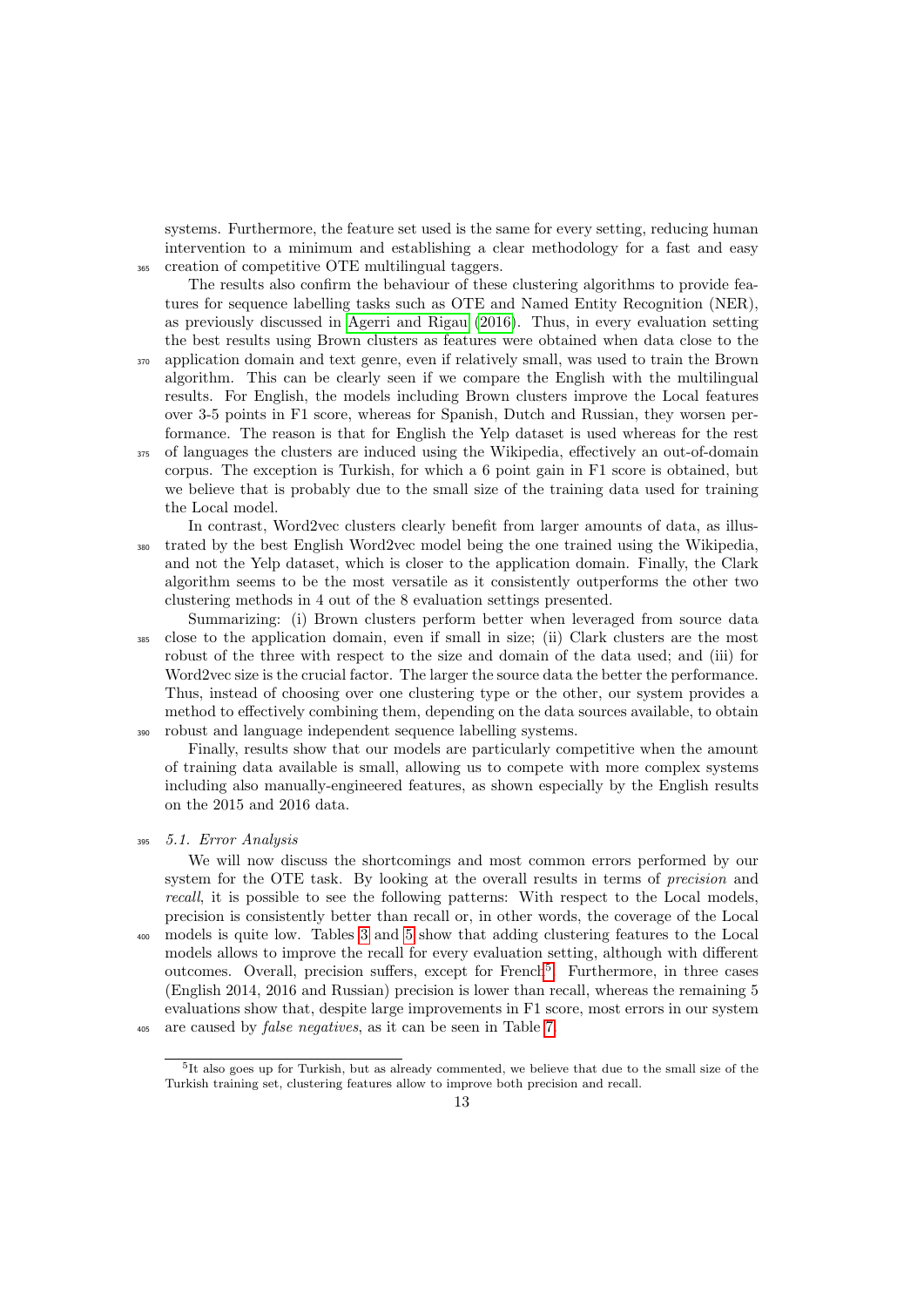systems. Furthermore, the feature set used is the same for every setting, reducing human intervention to a minimum and establishing a clear methodology for a fast and easy creation of competitive OTE multilingual taggers.

The results also confirm the behaviour of these clustering algorithms to provide features for sequence labelling tasks such as OTE and Named Entity Recognition (NER), as previously discussed in Agerri and Rigau (2016). Thus, in every evaluation setting the best results using Brown clusters as features were obtained when data close to the application domain and text genre, even if relatively small, was used to train the Brown algorithm. This can be clearly seen if we compare the English with the multilingual results. For English, the models including Brown clusters improve the Local features over 3-5 points in F1 score, whereas for Spanish, Dutch and Russian, they worsen performance. The reason is that for English the Yelp dataset is used whereas for the rest of languages the clusters are induced using the Wikipedia, effectively an out-of-domain corpus. The exception is Turkish, for which a 6 point gain in F1 score is obtained, but we believe that is probably due to the small size of the training data used for training the Local model.

In contrast, Word2vec clusters clearly benefit from larger amounts of data, as illustrated by the best English Word2vec model being the one trained using the Wikipedia, and not the Yelp dataset, which is closer to the application domain. Finally, the Clark algorithm seems to be the most versatile as it consistently outperforms the other two clustering methods in 4 out of the 8 evaluation settings presented.

Summarizing: (i) Brown clusters perform better when leveraged from source data close to the application domain, even if small in size; (ii) Clark clusters are the most robust of the three with respect to the size and domain of the data used; and (iii) for Word2vec size is the crucial factor. The larger the source data the better the performance. Thus, instead of choosing over one clustering type or the other, our system provides a method to effectively combining them, depending on the data sources available, to obtain robust and language independent sequence labelling systems.

Finally, results show that our models are particularly competitive when the amount of training data available is small, allowing us to compete with more complex systems including also manually-engineered features, as shown especially by the English results on the 2015 and 2016 data.

### 5.1. Error Analysis

We will now discuss the shortcomings and most common errors performed by our system for the OTE task. By looking at the overall results in terms of *precision* and *recall*, it is possible to see the following patterns: With respect to the Local models, precision is consistently better than recall or, in other words, the coverage of the Local models is quite low. Tables 3 and 5 show that adding clustering features to the Local models allows to improve the recall for every evaluation setting, although with different outcomes. Overall, precision suffers, except for French[5]. Furthermore, in three cases (English 2014, 2016 and Russian) precision is lower than recall, whereas the remaining 5 evaluations show that, despite large improvements in F1 score, most errors in our system are caused by *false negatives*, as it can be seen in Table 7.

[5] It also goes up for Turkish, but as already commented, we believe that due to the small size of the Turkish training set, clustering features allow to improve both precision and recall.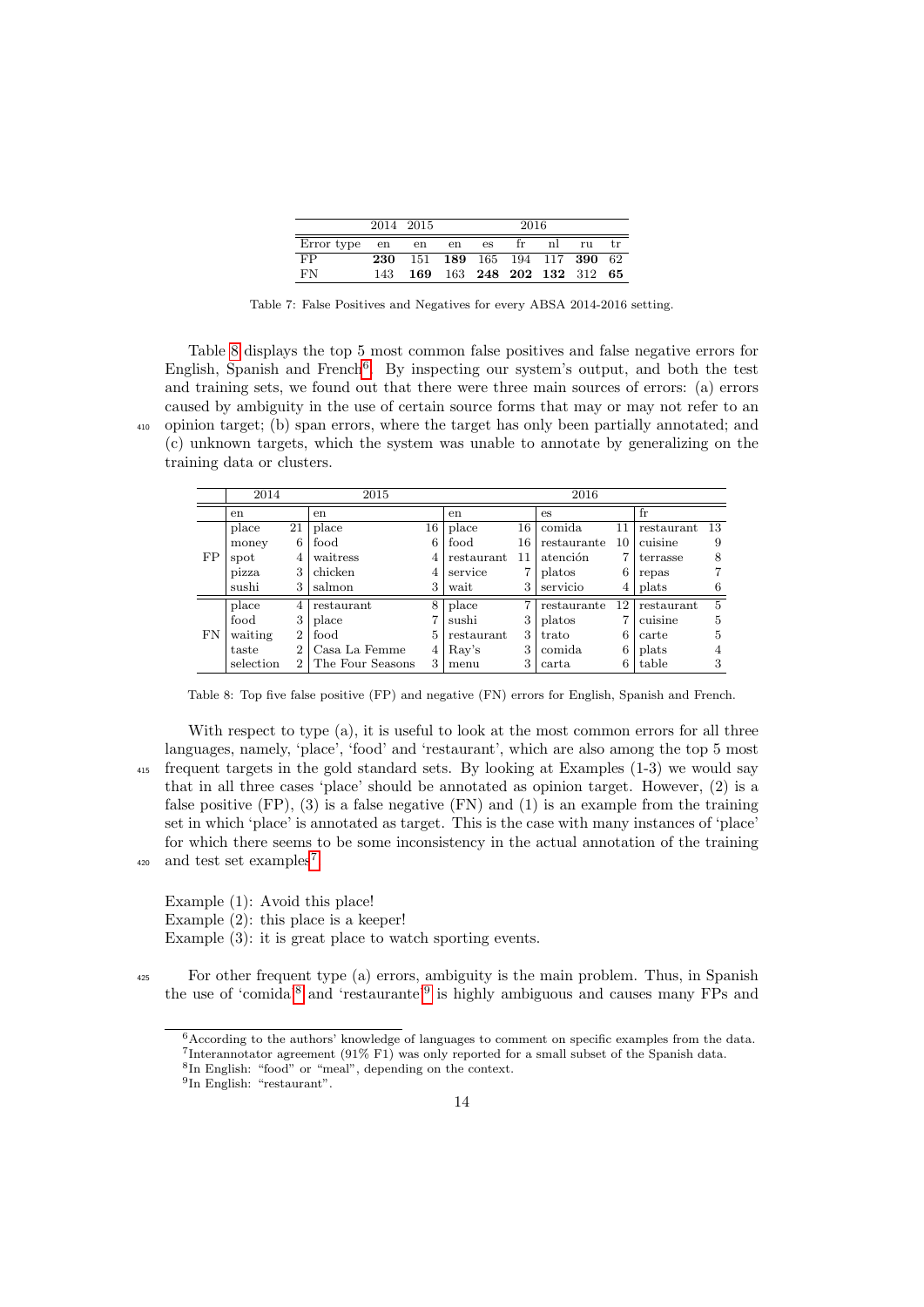| | 2014 | 2015 | 2016 | | | | | |
|---|---|---|---|---|---|---|---|---|
| Error type | en | en | en | es | fr | nl | ru | tr |
| FP | **230** | 151 | **189** | 165 | 194 | 117 | **390** | 62 |
| FN | 143 | **169** | 163 | **248** | **202** | **132** | 312 | **65** |

Table 7: False Positives and Negatives for every ABSA 2014-2016 setting.

Table 8 displays the top 5 most common false positives and false negative errors for English, Spanish and French[6]. By inspecting our system's output, and both the test and training sets, we found out that there were three main sources of errors: (a) errors caused by ambiguity in the use of certain source forms that may or may not refer to an opinion target; (b) span errors, where the target has only been partially annotated; and (c) unknown targets, which the system was unable to annotate by generalizing on the training data or clusters.

| | 2014 | | 2015 | | 2016 | | | | | |
|---|---|---|---|---|---|---|---|---|---|---|
| | en | | en | | en | | es | | fr | |
| FP | place | 21 | place | 16 | place | 16 | comida | 11 | restaurant | 13 |
| | money | 6 | food | 6 | food | 16 | restaurante | 10 | cuisine | 9 |
| | spot | 4 | waitress | 4 | restaurant | 11 | atención | 7 | terrasse | 8 |
| | pizza | 3 | chicken | 4 | service | 7 | platos | 6 | repas | 7 |
| | sushi | 3 | salmon | 3 | wait | 3 | servicio | 4 | plats | 6 |
| FN | place | 4 | restaurant | 8 | place | 7 | restaurante | 12 | restaurant | 5 |
| | food | 3 | place | 7 | sushi | 3 | platos | 7 | cuisine | 5 |
| | waiting | 2 | food | 5 | restaurant | 3 | trato | 6 | carte | 5 |
| | taste | 2 | Casa La Femme | 4 | Ray's | 3 | comida | 6 | plats | 4 |
| | selection | 2 | The Four Seasons | 3 | menu | 3 | carta | 6 | table | 3 |

Table 8: Top five false positive (FP) and negative (FN) errors for English, Spanish and French.

With respect to type (a), it is useful to look at the most common errors for all three languages, namely, 'place', 'food' and 'restaurant', which are also among the top 5 most frequent targets in the gold standard sets. By looking at Examples (1-3) we would say that in all three cases 'place' should be annotated as opinion target. However, (2) is a false positive (FP), (3) is a false negative (FN) and (1) is an example from the training set in which 'place' is annotated as target. This is the case with many instances of 'place' for which there seems to be some inconsistency in the actual annotation of the training and test set examples[7].

Example (1): Avoid this place!
Example (2): this place is a keeper!
Example (3): it is great place to watch sporting events.

For other frequent type (a) errors, ambiguity is the main problem. Thus, in Spanish the use of 'comida'[8] and 'restaurante'[9] is highly ambiguous and causes many FPs and

[6] According to the authors' knowledge of languages to comment on specific examples from the data.
[7] Interannotator agreement (91% F1) was only reported for a small subset of the Spanish data.
[8] In English: "food" or "meal", depending on the context.
[9] In English: "restaurant".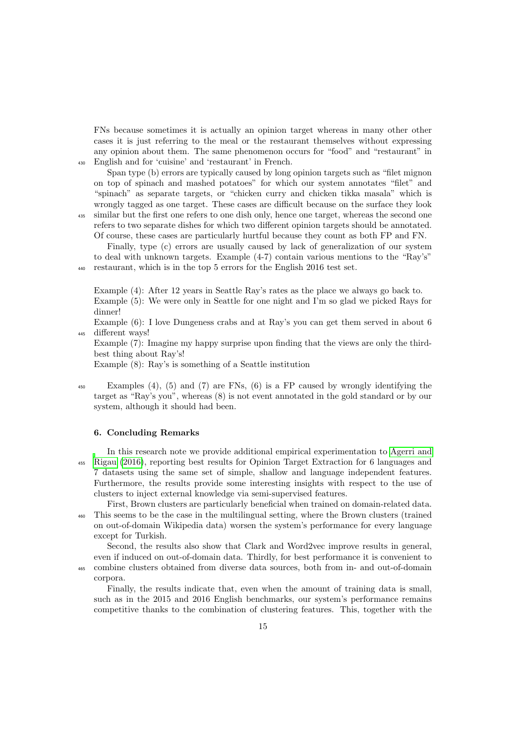FNs because sometimes it is actually an opinion target whereas in many other other cases it is just referring to the meal or the restaurant themselves without expressing any opinion about them. The same phenomenon occurs for "food" and "restaurant" in English and for 'cuisine' and 'restaurant' in French.

Span type (b) errors are typically caused by long opinion targets such as "filet mignon on top of spinach and mashed potatoes" for which our system annotates "filet" and "spinach" as separate targets, or "chicken curry and chicken tikka masala" which is wrongly tagged as one target. These cases are difficult because on the surface they look similar but the first one refers to one dish only, hence one target, whereas the second one refers to two separate dishes for which two different opinion targets should be annotated. Of course, these cases are particularly hurtful because they count as both FP and FN.

Finally, type (c) errors are usually caused by lack of generalization of our system to deal with unknown targets. Example (4-7) contain various mentions to the "Ray's" restaurant, which is in the top 5 errors for the English 2016 test set.

Example (4): After 12 years in Seattle Ray's rates as the place we always go back to.
Example (5): We were only in Seattle for one night and I'm so glad we picked Rays for dinner!
Example (6): I love Dungeness crabs and at Ray's you can get them served in about 6 different ways!
Example (7): Imagine my happy surprise upon finding that the views are only the third-best thing about Ray's!
Example (8): Ray's is something of a Seattle institution

Examples (4), (5) and (7) are FNs, (6) is a FP caused by wrongly identifying the target as "Ray's you", whereas (8) is not event annotated in the gold standard or by our system, although it should had been.

## 6. Concluding Remarks

In this research note we provide additional empirical experimentation to Agerri and Rigau (2016), reporting best results for Opinion Target Extraction for 6 languages and 7 datasets using the same set of simple, shallow and language independent features. Furthermore, the results provide some interesting insights with respect to the use of clusters to inject external knowledge via semi-supervised features.

First, Brown clusters are particularly beneficial when trained on domain-related data. This seems to be the case in the multilingual setting, where the Brown clusters (trained on out-of-domain Wikipedia data) worsen the system's performance for every language except for Turkish.

Second, the results also show that Clark and Word2vec improve results in general, even if induced on out-of-domain data. Thirdly, for best performance it is convenient to combine clusters obtained from diverse data sources, both from in- and out-of-domain corpora.

Finally, the results indicate that, even when the amount of training data is small, such as in the 2015 and 2016 English benchmarks, our system's performance remains competitive thanks to the combination of clustering features. This, together with the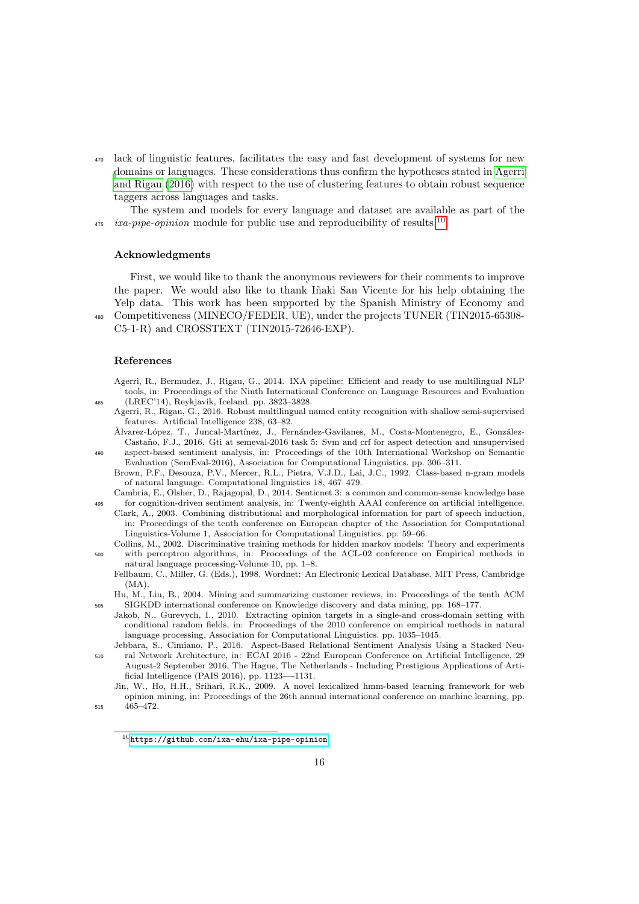lack of linguistic features, facilitates the easy and fast development of systems for new domains or languages. These considerations thus confirm the hypotheses stated in Agerri and Rigau (2016) with respect to the use of clustering features to obtain robust sequence taggers across languages and tasks.

The system and models for every language and dataset are available as part of the *ixa-pipe-opinion* module for public use and reproducibility of results.[10]

## Acknowledgments

First, we would like to thank the anonymous reviewers for their comments to improve the paper. We would also like to thank Iñaki San Vicente for his help obtaining the Yelp data. This work has been supported by the Spanish Ministry of Economy and Competitiveness (MINECO/FEDER, UE), under the projects TUNER (TIN2015-65308-C5-1-R) and CROSSTEXT (TIN2015-72646-EXP).

## References

Agerri, R., Bermudez, J., Rigau, G., 2014. IXA pipeline: Efficient and ready to use multilingual NLP tools, in: Proceedings of the Ninth International Conference on Language Resources and Evaluation (LREC'14), Reykjavik, Iceland. pp. 3823–3828.

Agerri, R., Rigau, G., 2016. Robust multilingual named entity recognition with shallow semi-supervised features. Artificial Intelligence 238, 63–82.

Àlvarez-López, T., Juncal-Martínez, J., Fernández-Gavilanes, M., Costa-Montenegro, E., González-Castaño, F.J., 2016. Gti at semeval-2016 task 5: Svm and crf for aspect detection and unsupervised aspect-based sentiment analysis, in: Proceedings of the 10th International Workshop on Semantic Evaluation (SemEval-2016), Association for Computational Linguistics. pp. 306–311.

Brown, P.F., Desouza, P.V., Mercer, R.L., Pietra, V.J.D., Lai, J.C., 1992. Class-based n-gram models of natural language. Computational linguistics 18, 467–479.

Cambria, E., Olsher, D., Rajagopal, D., 2014. Senticnet 3: a common and common-sense knowledge base for cognition-driven sentiment analysis, in: Twenty-eighth AAAI conference on artificial intelligence.

Clark, A., 2003. Combining distributional and morphological information for part of speech induction, in: Proceedings of the tenth conference on European chapter of the Association for Computational Linguistics-Volume 1, Association for Computational Linguistics. pp. 59–66.

Collins, M., 2002. Discriminative training methods for hidden markov models: Theory and experiments with perceptron algorithms, in: Proceedings of the ACL-02 conference on Empirical methods in natural language processing-Volume 10, pp. 1–8.

Fellbaum, C., Miller, G. (Eds.), 1998. Wordnet: An Electronic Lexical Database. MIT Press, Cambridge (MA).

Hu, M., Liu, B., 2004. Mining and summarizing customer reviews, in: Proceedings of the tenth ACM SIGKDD international conference on Knowledge discovery and data mining, pp. 168–177.

Jakob, N., Gurevych, I., 2010. Extracting opinion targets in a single-and cross-domain setting with conditional random fields, in: Proceedings of the 2010 conference on empirical methods in natural language processing, Association for Computational Linguistics. pp. 1035–1045.

Jebbara, S., Cimiano, P., 2016. Aspect-Based Relational Sentiment Analysis Using a Stacked Neural Network Architecture, in: ECAI 2016 - 22nd European Conference on Artificial Intelligence, 29 August-2 September 2016, The Hague, The Netherlands - Including Prestigious Applications of Artificial Intelligence (PAIS 2016), pp. 1123—1131.

Jin, W., Ho, H.H., Srihari, R.K., 2009. A novel lexicalized hmm-based learning framework for web opinion mining, in: Proceedings of the 26th annual international conference on machine learning, pp. 465–472.

[10] https://github.com/ixa-ehu/ixa-pipe-opinion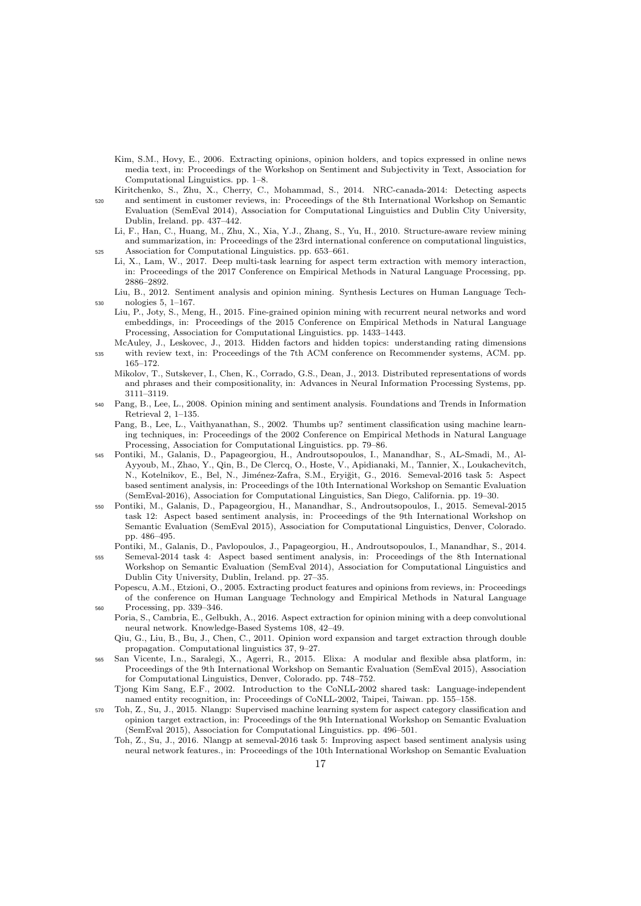Kim, S.M., Hovy, E., 2006. Extracting opinions, opinion holders, and topics expressed in online news media text, in: Proceedings of the Workshop on Sentiment and Subjectivity in Text, Association for Computational Linguistics. pp. 1–8.

Kiritchenko, S., Zhu, X., Cherry, C., Mohammad, S., 2014. NRC-canada-2014: Detecting aspects and sentiment in customer reviews, in: Proceedings of the 8th International Workshop on Semantic Evaluation (SemEval 2014), Association for Computational Linguistics and Dublin City University, Dublin, Ireland. pp. 437–442.

Li, F., Han, C., Huang, M., Zhu, X., Xia, Y.J., Zhang, S., Yu, H., 2010. Structure-aware review mining and summarization, in: Proceedings of the 23rd international conference on computational linguistics, Association for Computational Linguistics. pp. 653–661.

Li, X., Lam, W., 2017. Deep multi-task learning for aspect term extraction with memory interaction, in: Proceedings of the 2017 Conference on Empirical Methods in Natural Language Processing, pp. 2886–2892.

Liu, B., 2012. Sentiment analysis and opinion mining. Synthesis Lectures on Human Language Technologies 5, 1–167.

Liu, P., Joty, S., Meng, H., 2015. Fine-grained opinion mining with recurrent neural networks and word embeddings, in: Proceedings of the 2015 Conference on Empirical Methods in Natural Language Processing, Association for Computational Linguistics. pp. 1433–1443.

McAuley, J., Leskovec, J., 2013. Hidden factors and hidden topics: understanding rating dimensions with review text, in: Proceedings of the 7th ACM conference on Recommender systems, ACM. pp. 165–172.

Mikolov, T., Sutskever, I., Chen, K., Corrado, G.S., Dean, J., 2013. Distributed representations of words and phrases and their compositionality, in: Advances in Neural Information Processing Systems, pp. 3111–3119.

Pang, B., Lee, L., 2008. Opinion mining and sentiment analysis. Foundations and Trends in Information Retrieval 2, 1–135.

Pang, B., Lee, L., Vaithyanathan, S., 2002. Thumbs up? sentiment classification using machine learning techniques, in: Proceedings of the 2002 Conference on Empirical Methods in Natural Language Processing, Association for Computational Linguistics. pp. 79–86.

Pontiki, M., Galanis, D., Papageorgiou, H., Androutsopoulos, I., Manandhar, S., AL-Smadi, M., Al-Ayyoub, M., Zhao, Y., Qin, B., De Clercq, O., Hoste, V., Apidianaki, M., Tannier, X., Loukachevitch, N., Kotelnikov, E., Bel, N., Jiménez-Zafra, S.M., Eryiğit, G., 2016. Semeval-2016 task 5: Aspect based sentiment analysis, in: Proceedings of the 10th International Workshop on Semantic Evaluation (SemEval-2016), Association for Computational Linguistics, San Diego, California. pp. 19–30.

Pontiki, M., Galanis, D., Papageorgiou, H., Manandhar, S., Androutsopoulos, I., 2015. Semeval-2015 task 12: Aspect based sentiment analysis, in: Proceedings of the 9th International Workshop on Semantic Evaluation (SemEval 2015), Association for Computational Linguistics, Denver, Colorado. pp. 486–495.

Pontiki, M., Galanis, D., Pavlopoulos, J., Papageorgiou, H., Androutsopoulos, I., Manandhar, S., 2014. Semeval-2014 task 4: Aspect based sentiment analysis, in: Proceedings of the 8th International Workshop on Semantic Evaluation (SemEval 2014), Association for Computational Linguistics and Dublin City University, Dublin, Ireland. pp. 27–35.

Popescu, A.M., Etzioni, O., 2005. Extracting product features and opinions from reviews, in: Proceedings of the conference on Human Language Technology and Empirical Methods in Natural Language Processing, pp. 339–346.

Poria, S., Cambria, E., Gelbukh, A., 2016. Aspect extraction for opinion mining with a deep convolutional neural network. Knowledge-Based Systems 108, 42–49.

Qiu, G., Liu, B., Bu, J., Chen, C., 2011. Opinion word expansion and target extraction through double propagation. Computational linguistics 37, 9–27.

San Vicente, I.n., Saralegi, X., Agerri, R., 2015. Elixa: A modular and flexible absa platform, in: Proceedings of the 9th International Workshop on Semantic Evaluation (SemEval 2015), Association for Computational Linguistics, Denver, Colorado. pp. 748–752.

Tjong Kim Sang, E.F., 2002. Introduction to the CoNLL-2002 shared task: Language-independent named entity recognition, in: Proceedings of CoNLL-2002, Taipei, Taiwan. pp. 155–158.

Toh, Z., Su, J., 2015. Nlangp: Supervised machine learning system for aspect category classification and opinion target extraction, in: Proceedings of the 9th International Workshop on Semantic Evaluation (SemEval 2015), Association for Computational Linguistics. pp. 496–501.

Toh, Z., Su, J., 2016. Nlangp at semeval-2016 task 5: Improving aspect based sentiment analysis using neural network features., in: Proceedings of the 10th International Workshop on Semantic Evaluation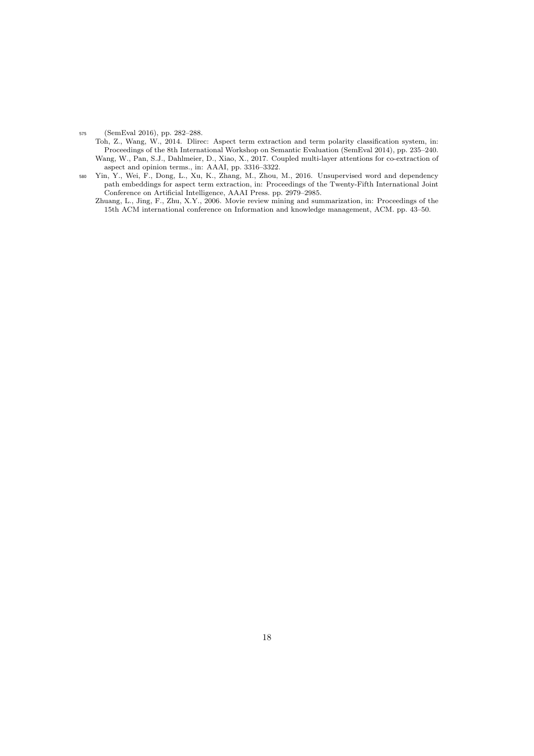(SemEval 2016), pp. 282–288.

Toh, Z., Wang, W., 2014. Dlirec: Aspect term extraction and term polarity classification system, in: Proceedings of the 8th International Workshop on Semantic Evaluation (SemEval 2014), pp. 235–240.

Wang, W., Pan, S.J., Dahlmeier, D., Xiao, X., 2017. Coupled multi-layer attentions for co-extraction of aspect and opinion terms., in: AAAI, pp. 3316–3322.

Yin, Y., Wei, F., Dong, L., Xu, K., Zhang, M., Zhou, M., 2016. Unsupervised word and dependency path embeddings for aspect term extraction, in: Proceedings of the Twenty-Fifth International Joint Conference on Artificial Intelligence, AAAI Press. pp. 2979–2985.

Zhuang, L., Jing, F., Zhu, X.Y., 2006. Movie review mining and summarization, in: Proceedings of the 15th ACM international conference on Information and knowledge management, ACM. pp. 43–50.